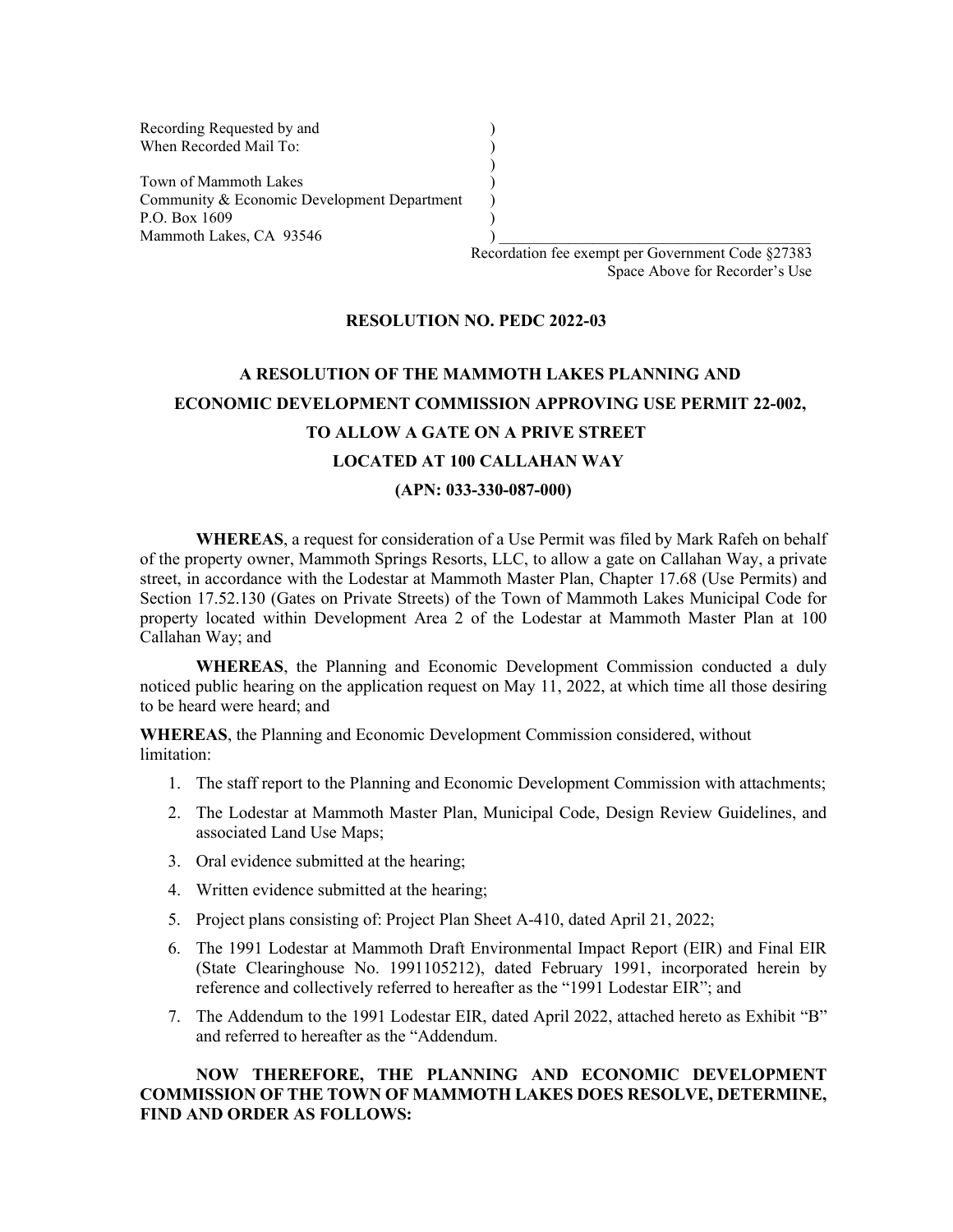Recording Requested by and
When Recorded Mail To:

Town of Mammoth Lakes
Community & Economic Development Department
P.O. Box 1609
Mammoth Lakes, CA 93546

Recordation fee exempt per Government Code §27383
Space Above for Recorder's Use

**RESOLUTION NO. PEDC 2022-03**

**A RESOLUTION OF THE MAMMOTH LAKES PLANNING AND ECONOMIC DEVELOPMENT COMMISSION APPROVING USE PERMIT 22-002, TO ALLOW A GATE ON A PRIVE STREET LOCATED AT 100 CALLAHAN WAY (APN: 033-330-087-000)**

**WHEREAS**, a request for consideration of a Use Permit was filed by Mark Rafeh on behalf of the property owner, Mammoth Springs Resorts, LLC, to allow a gate on Callahan Way, a private street, in accordance with the Lodestar at Mammoth Master Plan, Chapter 17.68 (Use Permits) and Section 17.52.130 (Gates on Private Streets) of the Town of Mammoth Lakes Municipal Code for property located within Development Area 2 of the Lodestar at Mammoth Master Plan at 100 Callahan Way; and

**WHEREAS**, the Planning and Economic Development Commission conducted a duly noticed public hearing on the application request on May 11, 2022, at which time all those desiring to be heard were heard; and

**WHEREAS**, the Planning and Economic Development Commission considered, without limitation:

1. The staff report to the Planning and Economic Development Commission with attachments;
2. The Lodestar at Mammoth Master Plan, Municipal Code, Design Review Guidelines, and associated Land Use Maps;
3. Oral evidence submitted at the hearing;
4. Written evidence submitted at the hearing;
5. Project plans consisting of: Project Plan Sheet A-410, dated April 21, 2022;
6. The 1991 Lodestar at Mammoth Draft Environmental Impact Report (EIR) and Final EIR (State Clearinghouse No. 1991105212), dated February 1991, incorporated herein by reference and collectively referred to hereafter as the "1991 Lodestar EIR"; and
7. The Addendum to the 1991 Lodestar EIR, dated April 2022, attached hereto as Exhibit "B" and referred to hereafter as the "Addendum.

**NOW THEREFORE, THE PLANNING AND ECONOMIC DEVELOPMENT COMMISSION OF THE TOWN OF MAMMOTH LAKES DOES RESOLVE, DETERMINE, FIND AND ORDER AS FOLLOWS:**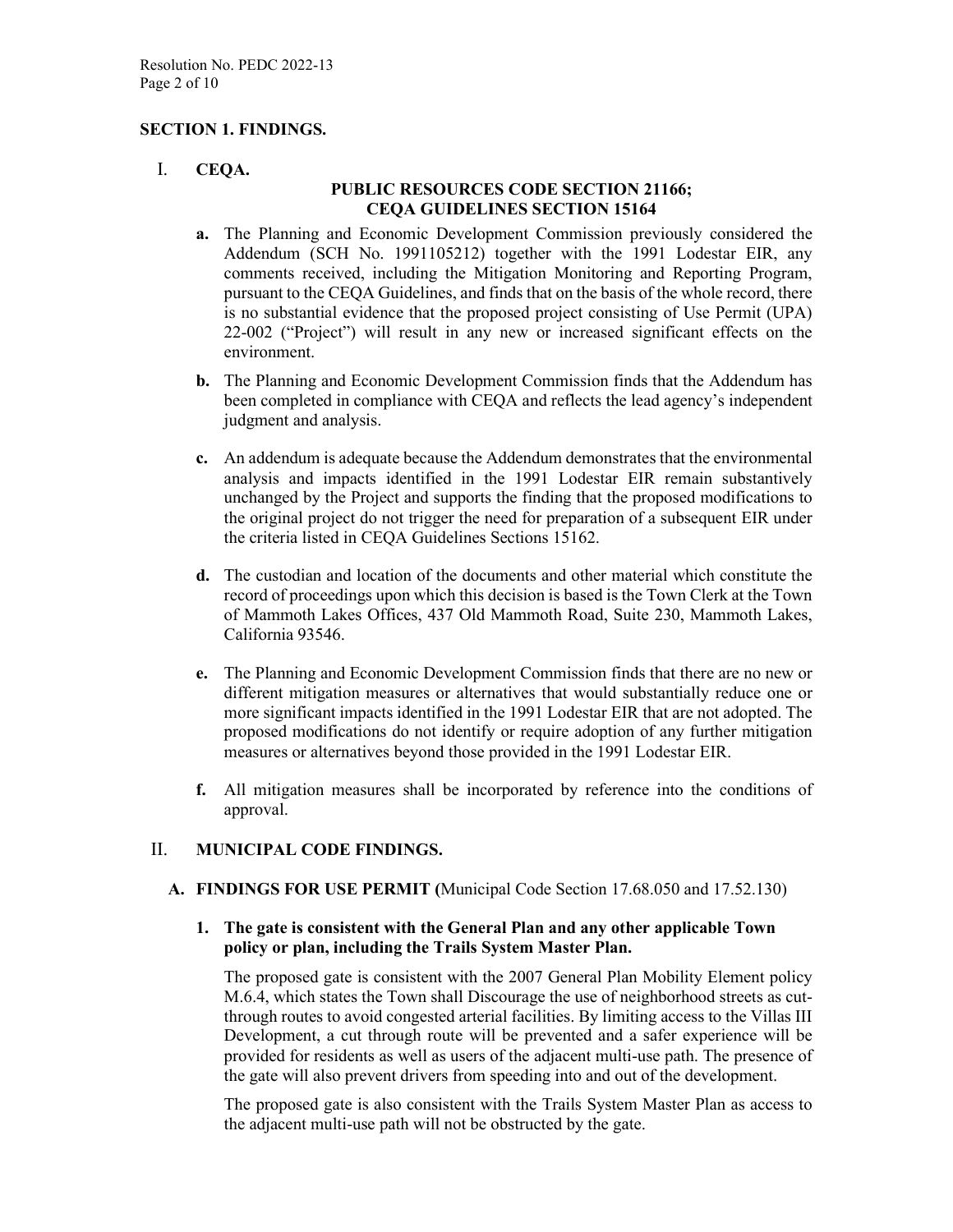## SECTION 1. FINDINGS.

### I. CEQA.

**PUBLIC RESOURCES CODE SECTION 21166;**
**CEQA GUIDELINES SECTION 15164**

**a.** The Planning and Economic Development Commission previously considered the Addendum (SCH No. 1991105212) together with the 1991 Lodestar EIR, any comments received, including the Mitigation Monitoring and Reporting Program, pursuant to the CEQA Guidelines, and finds that on the basis of the whole record, there is no substantial evidence that the proposed project consisting of Use Permit (UPA) 22-002 ("Project") will result in any new or increased significant effects on the environment.

**b.** The Planning and Economic Development Commission finds that the Addendum has been completed in compliance with CEQA and reflects the lead agency's independent judgment and analysis.

**c.** An addendum is adequate because the Addendum demonstrates that the environmental analysis and impacts identified in the 1991 Lodestar EIR remain substantively unchanged by the Project and supports the finding that the proposed modifications to the original project do not trigger the need for preparation of a subsequent EIR under the criteria listed in CEQA Guidelines Sections 15162.

**d.** The custodian and location of the documents and other material which constitute the record of proceedings upon which this decision is based is the Town Clerk at the Town of Mammoth Lakes Offices, 437 Old Mammoth Road, Suite 230, Mammoth Lakes, California 93546.

**e.** The Planning and Economic Development Commission finds that there are no new or different mitigation measures or alternatives that would substantially reduce one or more significant impacts identified in the 1991 Lodestar EIR that are not adopted. The proposed modifications do not identify or require adoption of any further mitigation measures or alternatives beyond those provided in the 1991 Lodestar EIR.

**f.** All mitigation measures shall be incorporated by reference into the conditions of approval.

### II. MUNICIPAL CODE FINDINGS.

**A. FINDINGS FOR USE PERMIT (**Municipal Code Section 17.68.050 and 17.52.130)

**1. The gate is consistent with the General Plan and any other applicable Town policy or plan, including the Trails System Master Plan.**

The proposed gate is consistent with the 2007 General Plan Mobility Element policy M.6.4, which states the Town shall Discourage the use of neighborhood streets as cut-through routes to avoid congested arterial facilities. By limiting access to the Villas III Development, a cut through route will be prevented and a safer experience will be provided for residents as well as users of the adjacent multi-use path. The presence of the gate will also prevent drivers from speeding into and out of the development.

The proposed gate is also consistent with the Trails System Master Plan as access to the adjacent multi-use path will not be obstructed by the gate.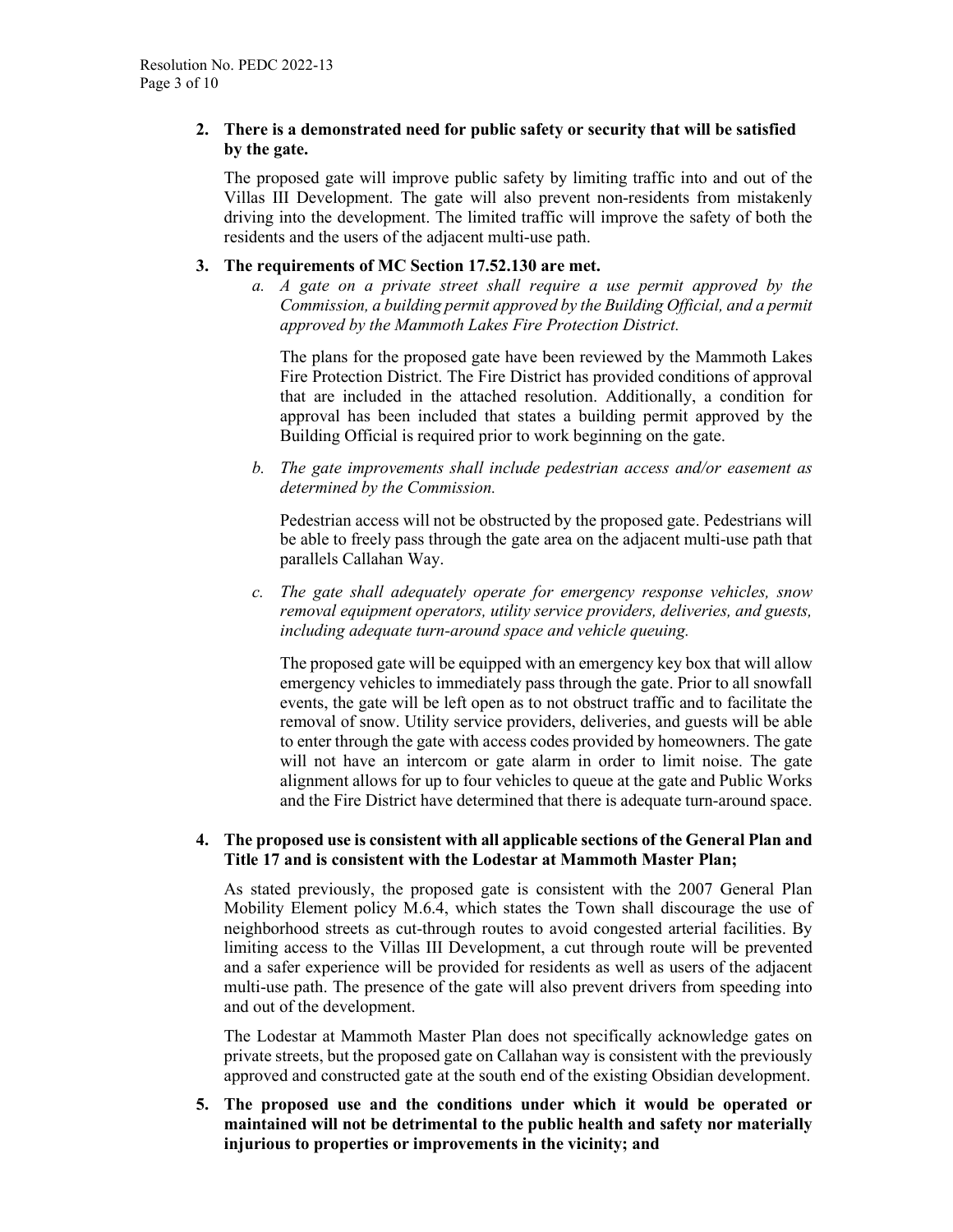2. **There is a demonstrated need for public safety or security that will be satisfied by the gate.**

   The proposed gate will improve public safety by limiting traffic into and out of the Villas III Development. The gate will also prevent non-residents from mistakenly driving into the development. The limited traffic will improve the safety of both the residents and the users of the adjacent multi-use path.

3. **The requirements of MC Section 17.52.130 are met.**

   a. *A gate on a private street shall require a use permit approved by the Commission, a building permit approved by the Building Official, and a permit approved by the Mammoth Lakes Fire Protection District.*

      The plans for the proposed gate have been reviewed by the Mammoth Lakes Fire Protection District. The Fire District has provided conditions of approval that are included in the attached resolution. Additionally, a condition for approval has been included that states a building permit approved by the Building Official is required prior to work beginning on the gate.

   b. *The gate improvements shall include pedestrian access and/or easement as determined by the Commission.*

      Pedestrian access will not be obstructed by the proposed gate. Pedestrians will be able to freely pass through the gate area on the adjacent multi-use path that parallels Callahan Way.

   c. *The gate shall adequately operate for emergency response vehicles, snow removal equipment operators, utility service providers, deliveries, and guests, including adequate turn-around space and vehicle queuing.*

      The proposed gate will be equipped with an emergency key box that will allow emergency vehicles to immediately pass through the gate. Prior to all snowfall events, the gate will be left open as to not obstruct traffic and to facilitate the removal of snow. Utility service providers, deliveries, and guests will be able to enter through the gate with access codes provided by homeowners. The gate will not have an intercom or gate alarm in order to limit noise. The gate alignment allows for up to four vehicles to queue at the gate and Public Works and the Fire District have determined that there is adequate turn-around space.

4. **The proposed use is consistent with all applicable sections of the General Plan and Title 17 and is consistent with the Lodestar at Mammoth Master Plan;**

   As stated previously, the proposed gate is consistent with the 2007 General Plan Mobility Element policy M.6.4, which states the Town shall discourage the use of neighborhood streets as cut-through routes to avoid congested arterial facilities. By limiting access to the Villas III Development, a cut through route will be prevented and a safer experience will be provided for residents as well as users of the adjacent multi-use path. The presence of the gate will also prevent drivers from speeding into and out of the development.

   The Lodestar at Mammoth Master Plan does not specifically acknowledge gates on private streets, but the proposed gate on Callahan way is consistent with the previously approved and constructed gate at the south end of the existing Obsidian development.

5. **The proposed use and the conditions under which it would be operated or maintained will not be detrimental to the public health and safety nor materially injurious to properties or improvements in the vicinity; and**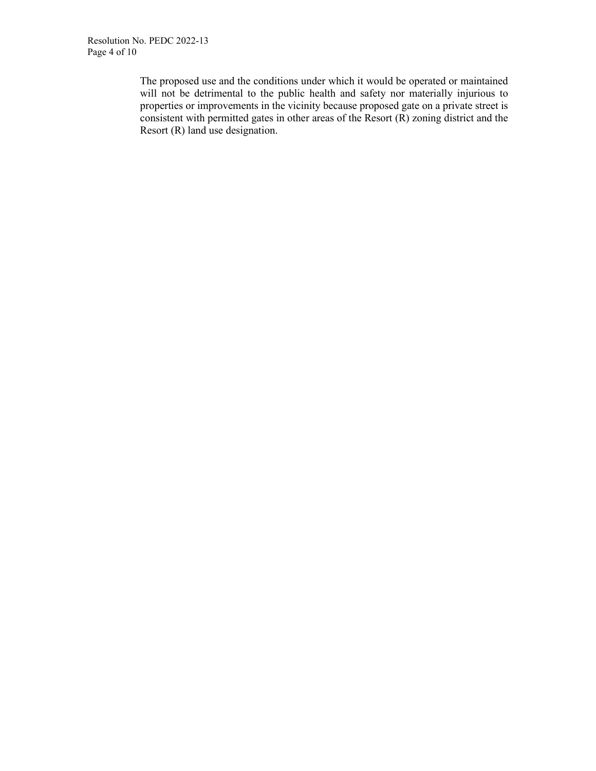The proposed use and the conditions under which it would be operated or maintained will not be detrimental to the public health and safety nor materially injurious to properties or improvements in the vicinity because proposed gate on a private street is consistent with permitted gates in other areas of the Resort (R) zoning district and the Resort (R) land use designation.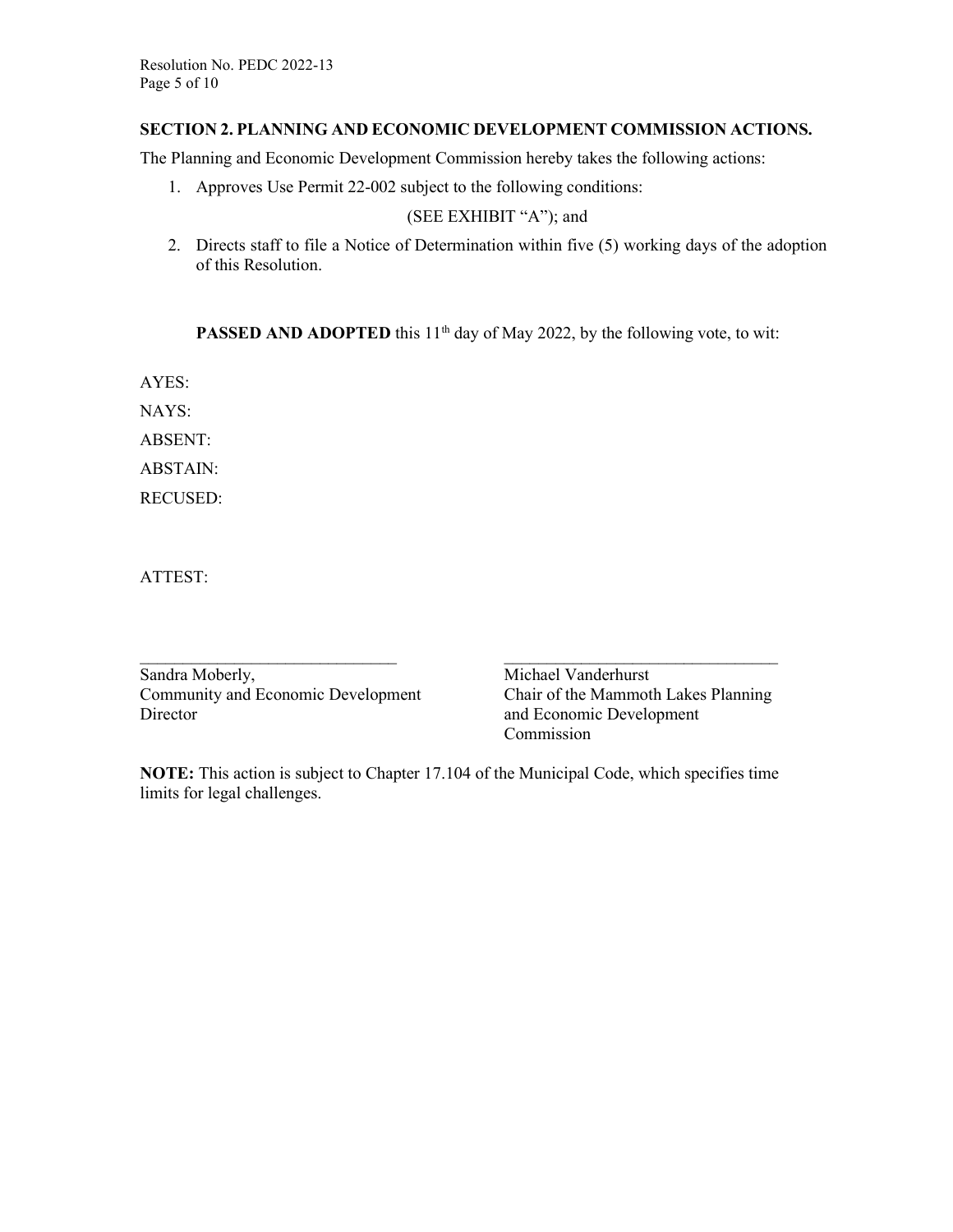## SECTION 2. PLANNING AND ECONOMIC DEVELOPMENT COMMISSION ACTIONS.

The Planning and Economic Development Commission hereby takes the following actions:

1. Approves Use Permit 22-002 subject to the following conditions:

   (SEE EXHIBIT "A"); and

2. Directs staff to file a Notice of Determination within five (5) working days of the adoption of this Resolution.

**PASSED AND ADOPTED** this 11th day of May 2022, by the following vote, to wit:

AYES:

NAYS:

ABSENT:

ABSTAIN:

RECUSED:

ATTEST:

\_\_\_\_\_\_\_\_\_\_\_\_\_\_\_\_\_\_\_\_\_\_\_\_\_\_\_\_\_\_\_
Sandra Moberly,
Community and Economic Development Director

\_\_\_\_\_\_\_\_\_\_\_\_\_\_\_\_\_\_\_\_\_\_\_\_\_\_\_\_\_\_\_
Michael Vanderhurst
Chair of the Mammoth Lakes Planning and Economic Development Commission

**NOTE:** This action is subject to Chapter 17.104 of the Municipal Code, which specifies time limits for legal challenges.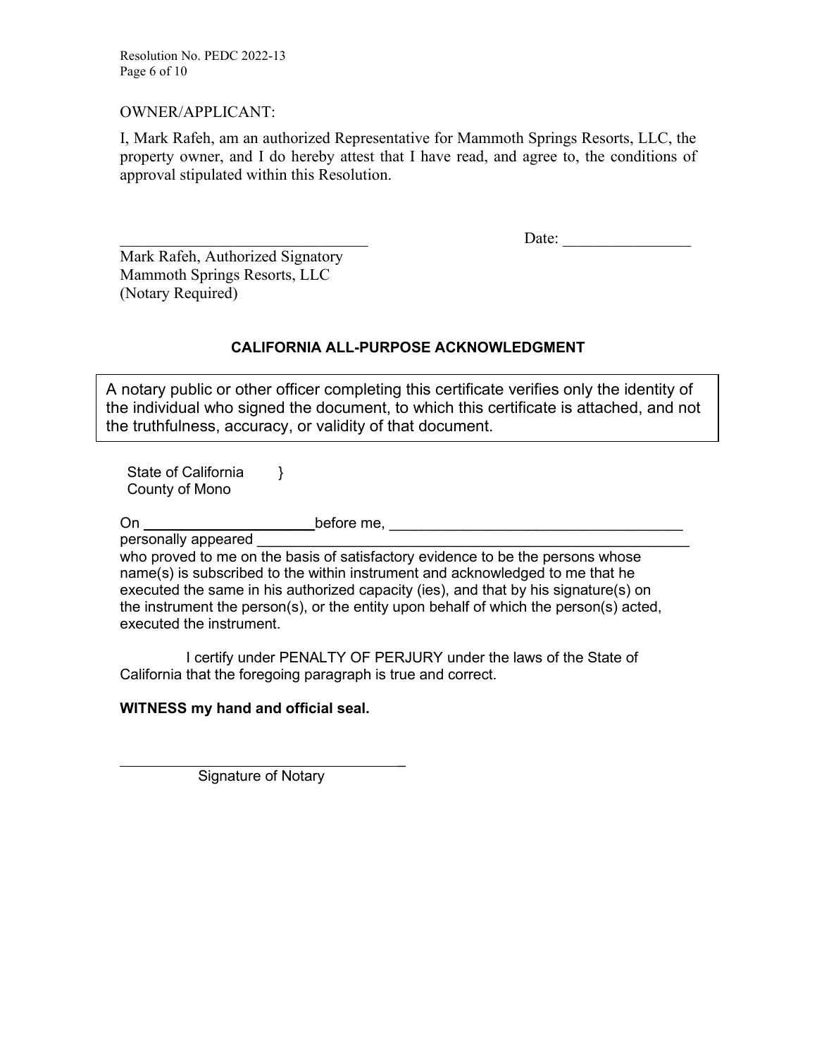OWNER/APPLICANT:

I, Mark Rafeh, am an authorized Representative for Mammoth Springs Resorts, LLC, the property owner, and I do hereby attest that I have read, and agree to, the conditions of approval stipulated within this Resolution.

_______________________________ Date: ________________

Mark Rafeh, Authorized Signatory
Mammoth Springs Resorts, LLC
(Notary Required)

**CALIFORNIA ALL-PURPOSE ACKNOWLEDGMENT**

A notary public or other officer completing this certificate verifies only the identity of the individual who signed the document, to which this certificate is attached, and not the truthfulness, accuracy, or validity of that document.

State of California }
County of Mono

On _____________________ before me, ____________________________________
personally appeared _________________________________________________________
who proved to me on the basis of satisfactory evidence to be the persons whose name(s) is subscribed to the within instrument and acknowledged to me that he executed the same in his authorized capacity (ies), and that by his signature(s) on the instrument the person(s), or the entity upon behalf of which the person(s) acted, executed the instrument.

I certify under PENALTY OF PERJURY under the laws of the State of California that the foregoing paragraph is true and correct.

**WITNESS my hand and official seal.**

_____________________________________
Signature of Notary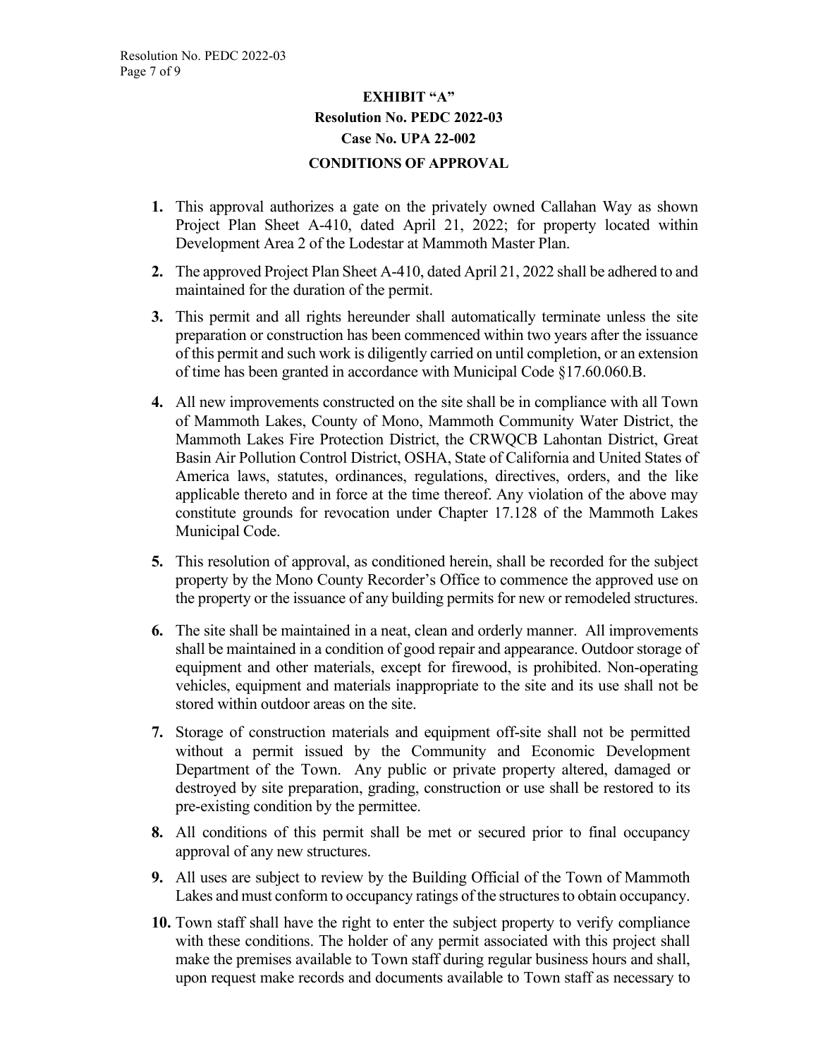**EXHIBIT "A"**

**Resolution No. PEDC 2022-03**

**Case No. UPA 22-002**

**CONDITIONS OF APPROVAL**

**1.** This approval authorizes a gate on the privately owned Callahan Way as shown Project Plan Sheet A-410, dated April 21, 2022; for property located within Development Area 2 of the Lodestar at Mammoth Master Plan.

**2.** The approved Project Plan Sheet A-410, dated April 21, 2022 shall be adhered to and maintained for the duration of the permit.

**3.** This permit and all rights hereunder shall automatically terminate unless the site preparation or construction has been commenced within two years after the issuance of this permit and such work is diligently carried on until completion, or an extension of time has been granted in accordance with Municipal Code §17.60.060.B.

**4.** All new improvements constructed on the site shall be in compliance with all Town of Mammoth Lakes, County of Mono, Mammoth Community Water District, the Mammoth Lakes Fire Protection District, the CRWQCB Lahontan District, Great Basin Air Pollution Control District, OSHA, State of California and United States of America laws, statutes, ordinances, regulations, directives, orders, and the like applicable thereto and in force at the time thereof. Any violation of the above may constitute grounds for revocation under Chapter 17.128 of the Mammoth Lakes Municipal Code.

**5.** This resolution of approval, as conditioned herein, shall be recorded for the subject property by the Mono County Recorder's Office to commence the approved use on the property or the issuance of any building permits for new or remodeled structures.

**6.** The site shall be maintained in a neat, clean and orderly manner. All improvements shall be maintained in a condition of good repair and appearance. Outdoor storage of equipment and other materials, except for firewood, is prohibited. Non-operating vehicles, equipment and materials inappropriate to the site and its use shall not be stored within outdoor areas on the site.

**7.** Storage of construction materials and equipment off-site shall not be permitted without a permit issued by the Community and Economic Development Department of the Town. Any public or private property altered, damaged or destroyed by site preparation, grading, construction or use shall be restored to its pre-existing condition by the permittee.

**8.** All conditions of this permit shall be met or secured prior to final occupancy approval of any new structures.

**9.** All uses are subject to review by the Building Official of the Town of Mammoth Lakes and must conform to occupancy ratings of the structures to obtain occupancy.

**10.** Town staff shall have the right to enter the subject property to verify compliance with these conditions. The holder of any permit associated with this project shall make the premises available to Town staff during regular business hours and shall, upon request make records and documents available to Town staff as necessary to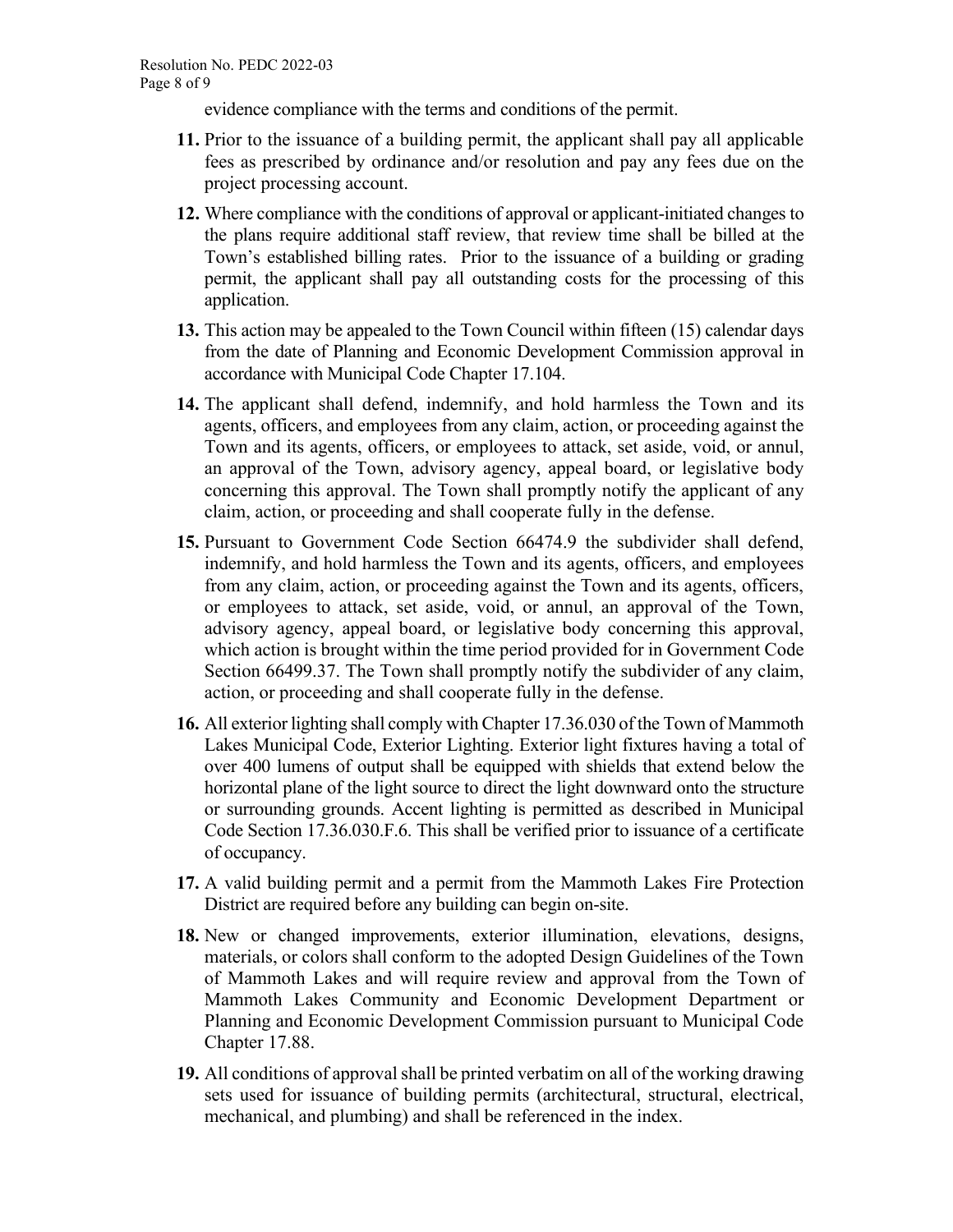evidence compliance with the terms and conditions of the permit.

11. Prior to the issuance of a building permit, the applicant shall pay all applicable fees as prescribed by ordinance and/or resolution and pay any fees due on the project processing account.

12. Where compliance with the conditions of approval or applicant-initiated changes to the plans require additional staff review, that review time shall be billed at the Town's established billing rates. Prior to the issuance of a building or grading permit, the applicant shall pay all outstanding costs for the processing of this application.

13. This action may be appealed to the Town Council within fifteen (15) calendar days from the date of Planning and Economic Development Commission approval in accordance with Municipal Code Chapter 17.104.

14. The applicant shall defend, indemnify, and hold harmless the Town and its agents, officers, and employees from any claim, action, or proceeding against the Town and its agents, officers, or employees to attack, set aside, void, or annul, an approval of the Town, advisory agency, appeal board, or legislative body concerning this approval. The Town shall promptly notify the applicant of any claim, action, or proceeding and shall cooperate fully in the defense.

15. Pursuant to Government Code Section 66474.9 the subdivider shall defend, indemnify, and hold harmless the Town and its agents, officers, and employees from any claim, action, or proceeding against the Town and its agents, officers, or employees to attack, set aside, void, or annul, an approval of the Town, advisory agency, appeal board, or legislative body concerning this approval, which action is brought within the time period provided for in Government Code Section 66499.37. The Town shall promptly notify the subdivider of any claim, action, or proceeding and shall cooperate fully in the defense.

16. All exterior lighting shall comply with Chapter 17.36.030 of the Town of Mammoth Lakes Municipal Code, Exterior Lighting. Exterior light fixtures having a total of over 400 lumens of output shall be equipped with shields that extend below the horizontal plane of the light source to direct the light downward onto the structure or surrounding grounds. Accent lighting is permitted as described in Municipal Code Section 17.36.030.F.6. This shall be verified prior to issuance of a certificate of occupancy.

17. A valid building permit and a permit from the Mammoth Lakes Fire Protection District are required before any building can begin on-site.

18. New or changed improvements, exterior illumination, elevations, designs, materials, or colors shall conform to the adopted Design Guidelines of the Town of Mammoth Lakes and will require review and approval from the Town of Mammoth Lakes Community and Economic Development Department or Planning and Economic Development Commission pursuant to Municipal Code Chapter 17.88.

19. All conditions of approval shall be printed verbatim on all of the working drawing sets used for issuance of building permits (architectural, structural, electrical, mechanical, and plumbing) and shall be referenced in the index.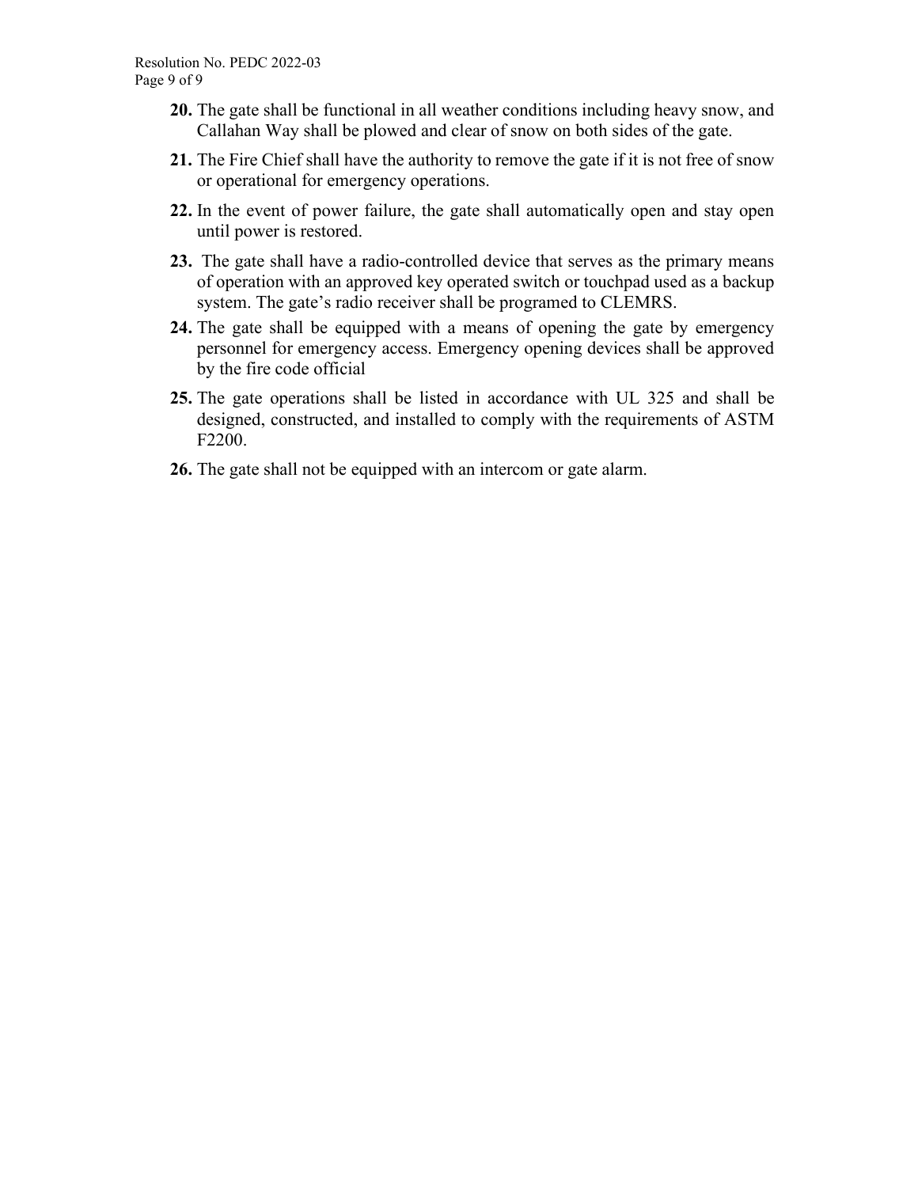**20.** The gate shall be functional in all weather conditions including heavy snow, and Callahan Way shall be plowed and clear of snow on both sides of the gate.

**21.** The Fire Chief shall have the authority to remove the gate if it is not free of snow or operational for emergency operations.

**22.** In the event of power failure, the gate shall automatically open and stay open until power is restored.

**23.** The gate shall have a radio-controlled device that serves as the primary means of operation with an approved key operated switch or touchpad used as a backup system. The gate's radio receiver shall be programed to CLEMRS.

**24.** The gate shall be equipped with a means of opening the gate by emergency personnel for emergency access. Emergency opening devices shall be approved by the fire code official

**25.** The gate operations shall be listed in accordance with UL 325 and shall be designed, constructed, and installed to comply with the requirements of ASTM F2200.

**26.** The gate shall not be equipped with an intercom or gate alarm.